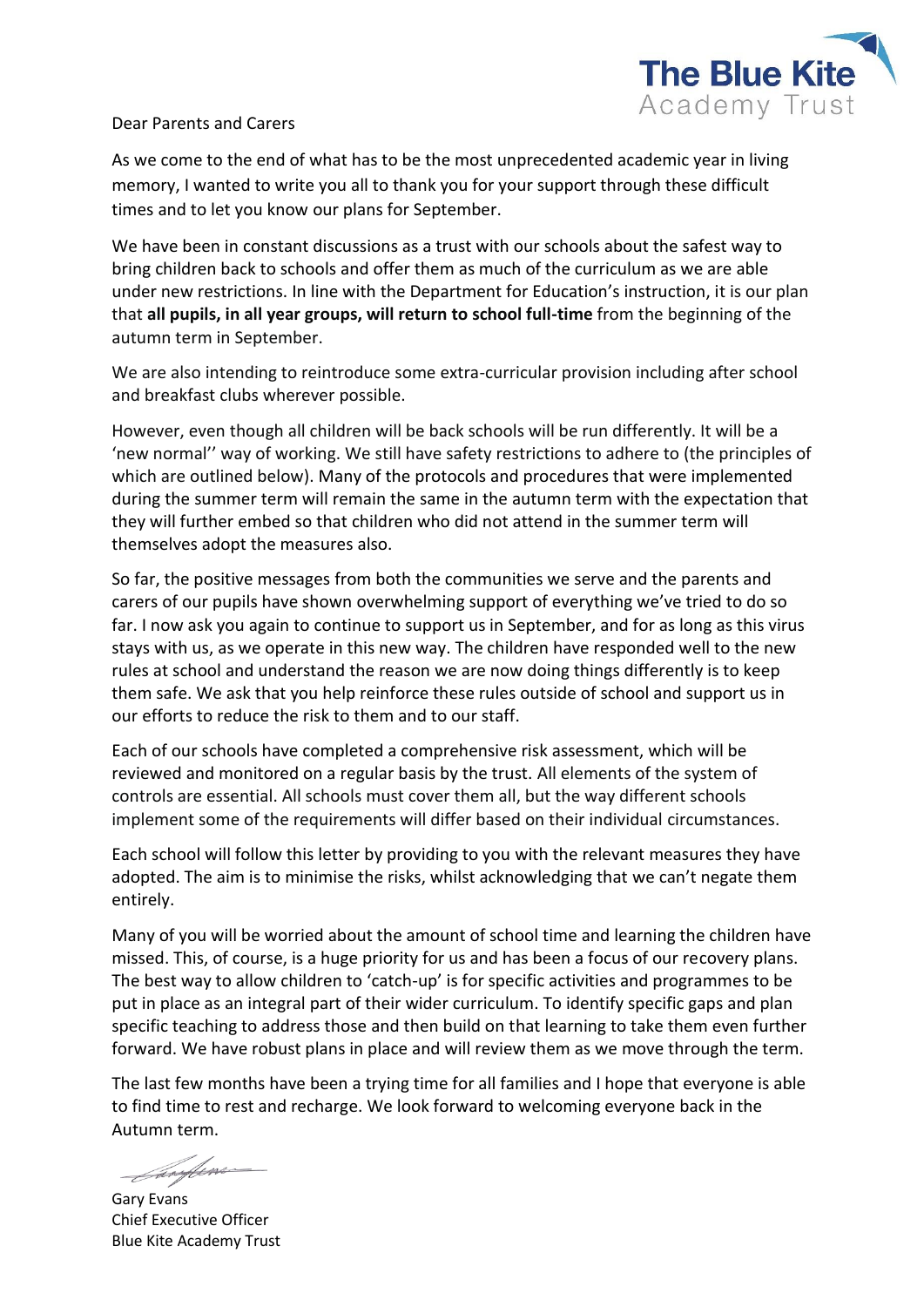The Blue Kite
Academy Trust

Dear Parents and Carers

As we come to the end of what has to be the most unprecedented academic year in living memory, I wanted to write you all to thank you for your support through these difficult times and to let you know our plans for September.

We have been in constant discussions as a trust with our schools about the safest way to bring children back to schools and offer them as much of the curriculum as we are able under new restrictions. In line with the Department for Education's instruction, it is our plan that **all pupils, in all year groups, will return to school full-time** from the beginning of the autumn term in September.

We are also intending to reintroduce some extra-curricular provision including after school and breakfast clubs wherever possible.

However, even though all children will be back schools will be run differently. It will be a 'new normal'' way of working. We still have safety restrictions to adhere to (the principles of which are outlined below). Many of the protocols and procedures that were implemented during the summer term will remain the same in the autumn term with the expectation that they will further embed so that children who did not attend in the summer term will themselves adopt the measures also.

So far, the positive messages from both the communities we serve and the parents and carers of our pupils have shown overwhelming support of everything we've tried to do so far. I now ask you again to continue to support us in September, and for as long as this virus stays with us, as we operate in this new way. The children have responded well to the new rules at school and understand the reason we are now doing things differently is to keep them safe. We ask that you help reinforce these rules outside of school and support us in our efforts to reduce the risk to them and to our staff.

Each of our schools have completed a comprehensive risk assessment, which will be reviewed and monitored on a regular basis by the trust. All elements of the system of controls are essential. All schools must cover them all, but the way different schools implement some of the requirements will differ based on their individual circumstances.

Each school will follow this letter by providing to you with the relevant measures they have adopted. The aim is to minimise the risks, whilst acknowledging that we can't negate them entirely.

Many of you will be worried about the amount of school time and learning the children have missed. This, of course, is a huge priority for us and has been a focus of our recovery plans. The best way to allow children to 'catch-up' is for specific activities and programmes to be put in place as an integral part of their wider curriculum. To identify specific gaps and plan specific teaching to address those and then build on that learning to take them even further forward. We have robust plans in place and will review them as we move through the term.

The last few months have been a trying time for all families and I hope that everyone is able to find time to rest and recharge. We look forward to welcoming everyone back in the Autumn term.

Gary Evans
Chief Executive Officer
Blue Kite Academy Trust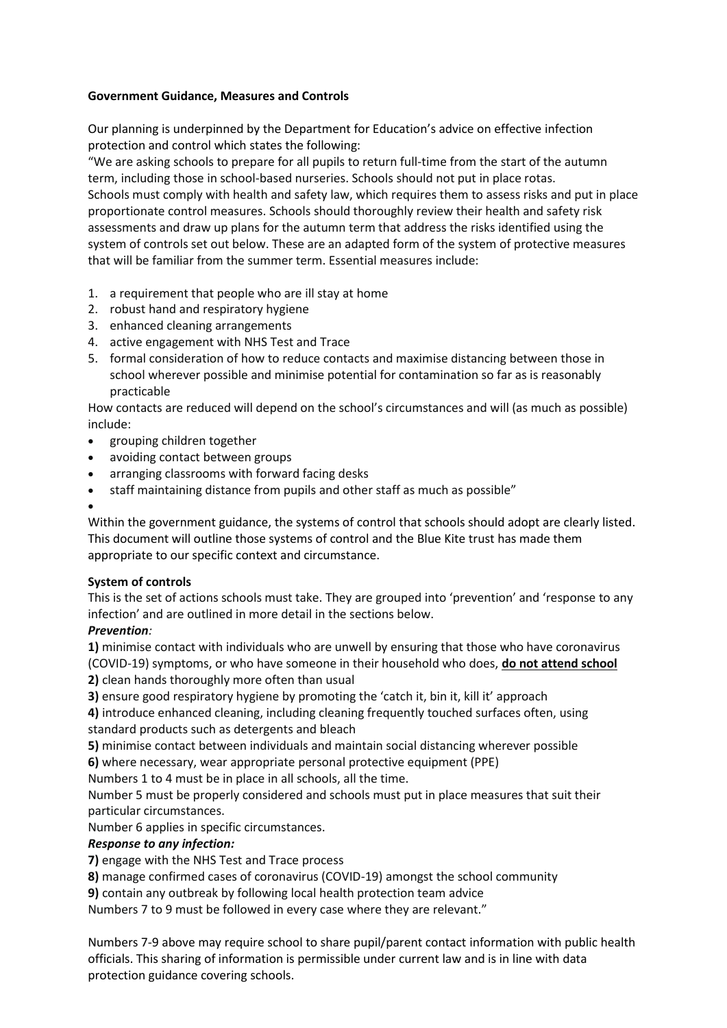**Government Guidance, Measures and Controls**

Our planning is underpinned by the Department for Education's advice on effective infection protection and control which states the following:

"We are asking schools to prepare for all pupils to return full-time from the start of the autumn term, including those in school-based nurseries. Schools should not put in place rotas.

Schools must comply with health and safety law, which requires them to assess risks and put in place proportionate control measures. Schools should thoroughly review their health and safety risk assessments and draw up plans for the autumn term that address the risks identified using the system of controls set out below. These are an adapted form of the system of protective measures that will be familiar from the summer term. Essential measures include:

1. a requirement that people who are ill stay at home
2. robust hand and respiratory hygiene
3. enhanced cleaning arrangements
4. active engagement with NHS Test and Trace
5. formal consideration of how to reduce contacts and maximise distancing between those in school wherever possible and minimise potential for contamination so far as is reasonably practicable

How contacts are reduced will depend on the school's circumstances and will (as much as possible) include:

- grouping children together
- avoiding contact between groups
- arranging classrooms with forward facing desks
- staff maintaining distance from pupils and other staff as much as possible"

Within the government guidance, the systems of control that schools should adopt are clearly listed. This document will outline those systems of control and the Blue Kite trust has made them appropriate to our specific context and circumstance.

**System of controls**

This is the set of actions schools must take. They are grouped into 'prevention' and 'response to any infection' and are outlined in more detail in the sections below.

***Prevention:***

**1)** minimise contact with individuals who are unwell by ensuring that those who have coronavirus (COVID-19) symptoms, or who have someone in their household who does, **do not attend school**

**2)** clean hands thoroughly more often than usual

**3)** ensure good respiratory hygiene by promoting the 'catch it, bin it, kill it' approach

**4)** introduce enhanced cleaning, including cleaning frequently touched surfaces often, using standard products such as detergents and bleach

**5)** minimise contact between individuals and maintain social distancing wherever possible

**6)** where necessary, wear appropriate personal protective equipment (PPE)

Numbers 1 to 4 must be in place in all schools, all the time.

Number 5 must be properly considered and schools must put in place measures that suit their particular circumstances.

Number 6 applies in specific circumstances.

***Response to any infection:***

**7)** engage with the NHS Test and Trace process

**8)** manage confirmed cases of coronavirus (COVID-19) amongst the school community

**9)** contain any outbreak by following local health protection team advice

Numbers 7 to 9 must be followed in every case where they are relevant."

Numbers 7-9 above may require school to share pupil/parent contact information with public health officials. This sharing of information is permissible under current law and is in line with data protection guidance covering schools.